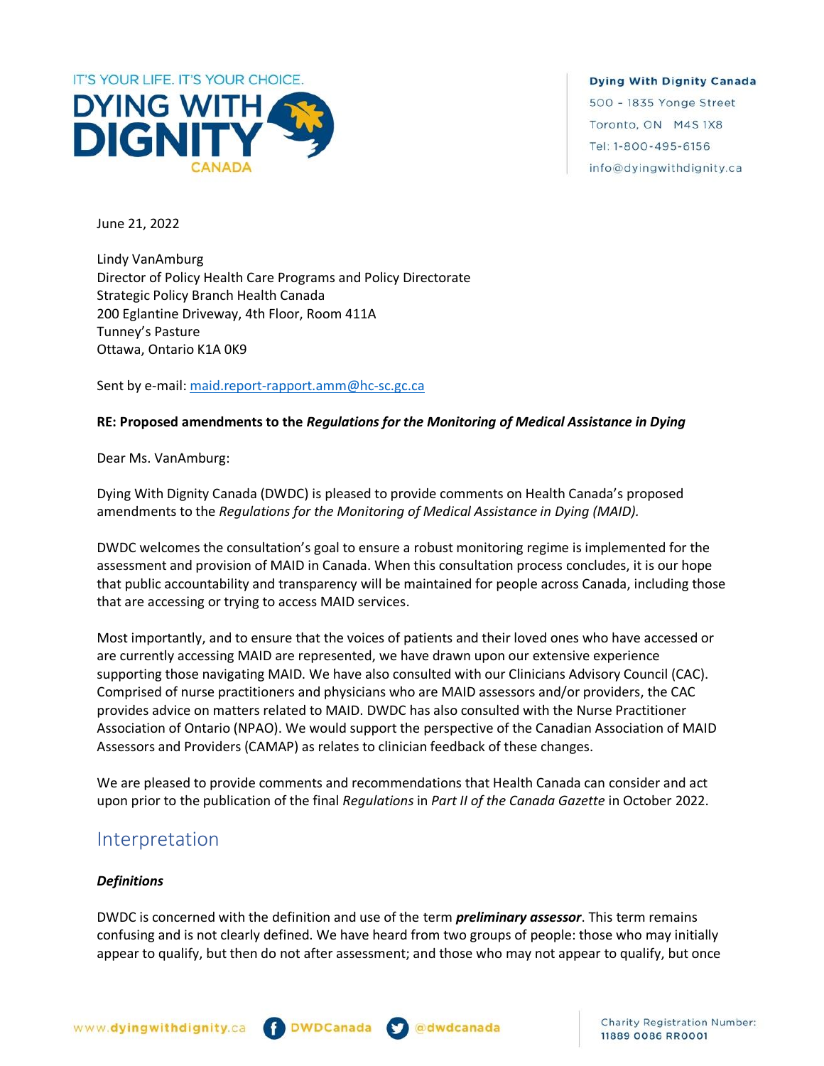IT'S YOUR LIFE. IT'S YOUR CHOICE.
DYING WITH DIGNITY CANADA

**Dying With Dignity Canada**
500 - 1835 Yonge Street
Toronto, ON M4S 1X8
Tel: 1-800-495-6156
info@dyingwithdignity.ca

June 21, 2022

Lindy VanAmburg
Director of Policy Health Care Programs and Policy Directorate
Strategic Policy Branch Health Canada
200 Eglantine Driveway, 4th Floor, Room 411A
Tunney's Pasture
Ottawa, Ontario K1A 0K9

Sent by e-mail: maid.report-rapport.amm@hc-sc.gc.ca

**RE: Proposed amendments to the *Regulations for the Monitoring of Medical Assistance in Dying***

Dear Ms. VanAmburg:

Dying With Dignity Canada (DWDC) is pleased to provide comments on Health Canada's proposed amendments to the *Regulations for the Monitoring of Medical Assistance in Dying (MAID).*

DWDC welcomes the consultation's goal to ensure a robust monitoring regime is implemented for the assessment and provision of MAID in Canada. When this consultation process concludes, it is our hope that public accountability and transparency will be maintained for people across Canada, including those that are accessing or trying to access MAID services.

Most importantly, and to ensure that the voices of patients and their loved ones who have accessed or are currently accessing MAID are represented, we have drawn upon our extensive experience supporting those navigating MAID. We have also consulted with our Clinicians Advisory Council (CAC). Comprised of nurse practitioners and physicians who are MAID assessors and/or providers, the CAC provides advice on matters related to MAID. DWDC has also consulted with the Nurse Practitioner Association of Ontario (NPAO). We would support the perspective of the Canadian Association of MAID Assessors and Providers (CAMAP) as relates to clinician feedback of these changes.

We are pleased to provide comments and recommendations that Health Canada can consider and act upon prior to the publication of the final *Regulations* in *Part II of the Canada Gazette* in October 2022.

## Interpretation

### *Definitions*

DWDC is concerned with the definition and use of the term ***preliminary assessor***. This term remains confusing and is not clearly defined. We have heard from two groups of people: those who may initially appear to qualify, but then do not after assessment; and those who may not appear to qualify, but once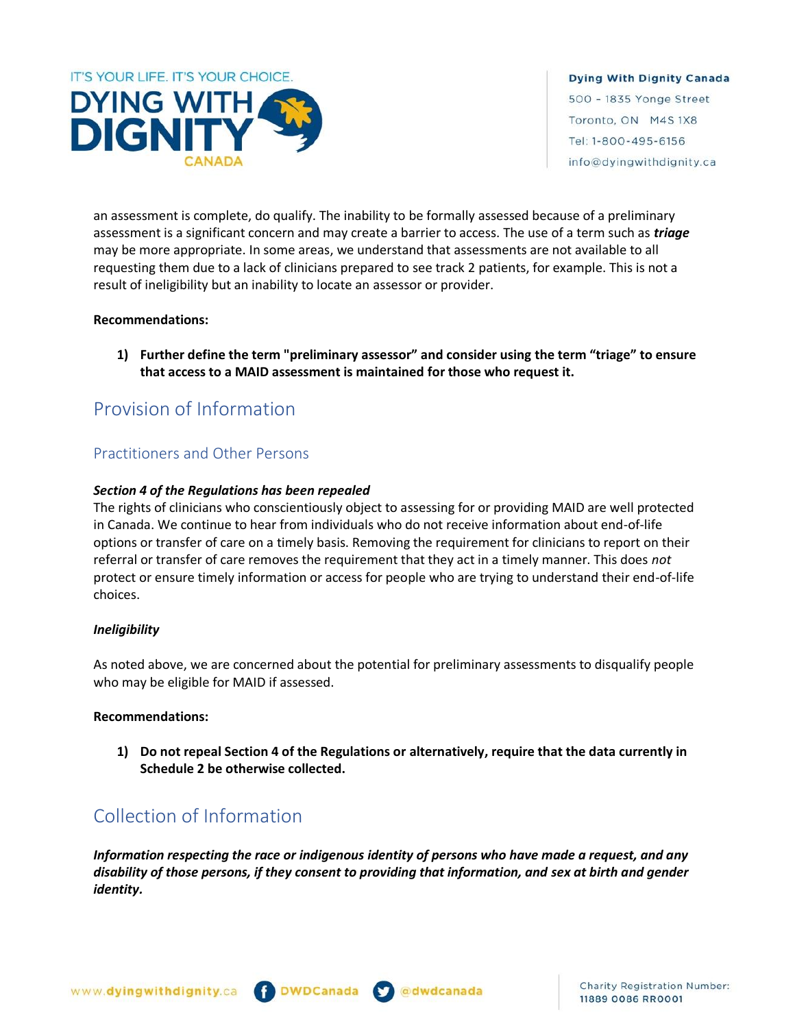an assessment is complete, do qualify. The inability to be formally assessed because of a preliminary assessment is a significant concern and may create a barrier to access. The use of a term such as ***triage*** may be more appropriate. In some areas, we understand that assessments are not available to all requesting them due to a lack of clinicians prepared to see track 2 patients, for example. This is not a result of ineligibility but an inability to locate an assessor or provider.

**Recommendations:**

1) **Further define the term "preliminary assessor" and consider using the term "triage" to ensure that access to a MAID assessment is maintained for those who request it.**

## Provision of Information

### Practitioners and Other Persons

***Section 4 of the Regulations has been repealed***

The rights of clinicians who conscientiously object to assessing for or providing MAID are well protected in Canada. We continue to hear from individuals who do not receive information about end-of-life options or transfer of care on a timely basis. Removing the requirement for clinicians to report on their referral or transfer of care removes the requirement that they act in a timely manner. This does *not* protect or ensure timely information or access for people who are trying to understand their end-of-life choices.

***Ineligibility***

As noted above, we are concerned about the potential for preliminary assessments to disqualify people who may be eligible for MAID if assessed.

**Recommendations:**

1) **Do not repeal Section 4 of the Regulations or alternatively, require that the data currently in Schedule 2 be otherwise collected.**

## Collection of Information

***Information respecting the race or indigenous identity of persons who have made a request, and any disability of those persons, if they consent to providing that information, and sex at birth and gender identity.***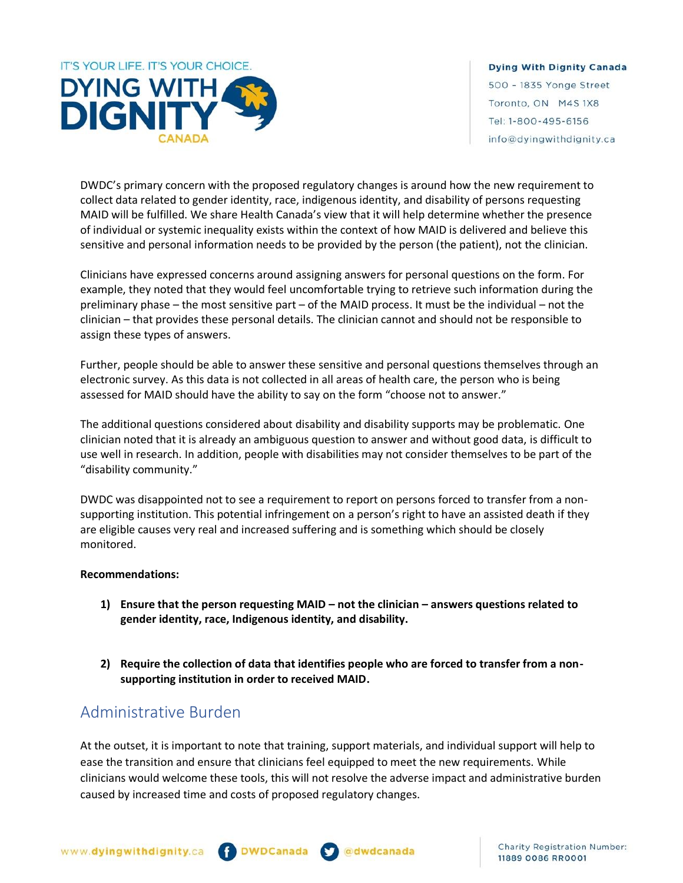DWDC's primary concern with the proposed regulatory changes is around how the new requirement to collect data related to gender identity, race, indigenous identity, and disability of persons requesting MAID will be fulfilled. We share Health Canada's view that it will help determine whether the presence of individual or systemic inequality exists within the context of how MAID is delivered and believe this sensitive and personal information needs to be provided by the person (the patient), not the clinician.

Clinicians have expressed concerns around assigning answers for personal questions on the form. For example, they noted that they would feel uncomfortable trying to retrieve such information during the preliminary phase – the most sensitive part – of the MAID process. It must be the individual – not the clinician – that provides these personal details. The clinician cannot and should not be responsible to assign these types of answers.

Further, people should be able to answer these sensitive and personal questions themselves through an electronic survey. As this data is not collected in all areas of health care, the person who is being assessed for MAID should have the ability to say on the form "choose not to answer."

The additional questions considered about disability and disability supports may be problematic. One clinician noted that it is already an ambiguous question to answer and without good data, is difficult to use well in research. In addition, people with disabilities may not consider themselves to be part of the "disability community."

DWDC was disappointed not to see a requirement to report on persons forced to transfer from a non-supporting institution. This potential infringement on a person's right to have an assisted death if they are eligible causes very real and increased suffering and is something which should be closely monitored.

**Recommendations:**

1) **Ensure that the person requesting MAID – not the clinician – answers questions related to gender identity, race, Indigenous identity, and disability.**

2) **Require the collection of data that identifies people who are forced to transfer from a non-supporting institution in order to received MAID.**

## Administrative Burden

At the outset, it is important to note that training, support materials, and individual support will help to ease the transition and ensure that clinicians feel equipped to meet the new requirements. While clinicians would welcome these tools, this will not resolve the adverse impact and administrative burden caused by increased time and costs of proposed regulatory changes.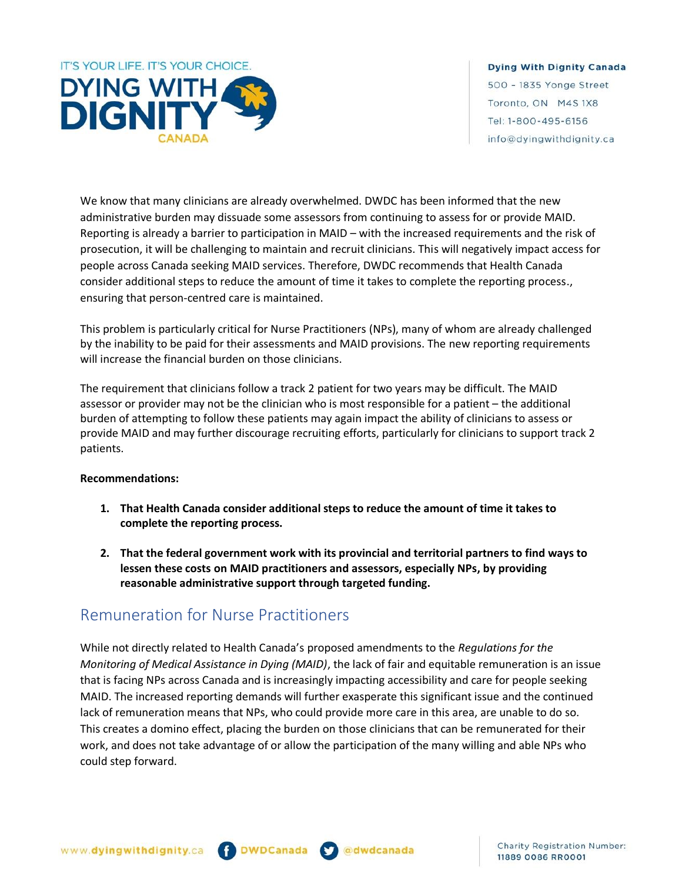We know that many clinicians are already overwhelmed. DWDC has been informed that the new administrative burden may dissuade some assessors from continuing to assess for or provide MAID. Reporting is already a barrier to participation in MAID – with the increased requirements and the risk of prosecution, it will be challenging to maintain and recruit clinicians. This will negatively impact access for people across Canada seeking MAID services. Therefore, DWDC recommends that Health Canada consider additional steps to reduce the amount of time it takes to complete the reporting process., ensuring that person-centred care is maintained.

This problem is particularly critical for Nurse Practitioners (NPs), many of whom are already challenged by the inability to be paid for their assessments and MAID provisions. The new reporting requirements will increase the financial burden on those clinicians.

The requirement that clinicians follow a track 2 patient for two years may be difficult. The MAID assessor or provider may not be the clinician who is most responsible for a patient – the additional burden of attempting to follow these patients may again impact the ability of clinicians to assess or provide MAID and may further discourage recruiting efforts, particularly for clinicians to support track 2 patients.

**Recommendations:**

1. **That Health Canada consider additional steps to reduce the amount of time it takes to complete the reporting process.**
2. **That the federal government work with its provincial and territorial partners to find ways to lessen these costs on MAID practitioners and assessors, especially NPs, by providing reasonable administrative support through targeted funding.**

## Remuneration for Nurse Practitioners

While not directly related to Health Canada's proposed amendments to the *Regulations for the Monitoring of Medical Assistance in Dying (MAID)*, the lack of fair and equitable remuneration is an issue that is facing NPs across Canada and is increasingly impacting accessibility and care for people seeking MAID. The increased reporting demands will further exasperate this significant issue and the continued lack of remuneration means that NPs, who could provide more care in this area, are unable to do so. This creates a domino effect, placing the burden on those clinicians that can be remunerated for their work, and does not take advantage of or allow the participation of the many willing and able NPs who could step forward.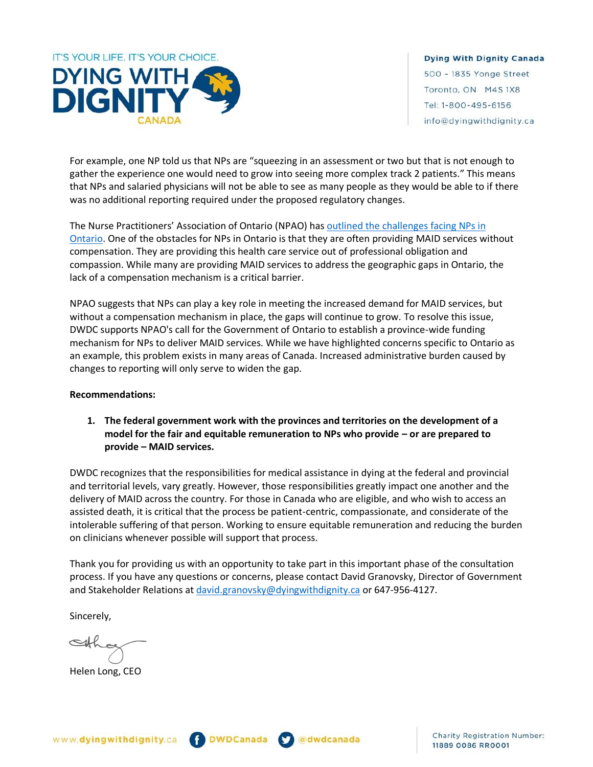For example, one NP told us that NPs are "squeezing in an assessment or two but that is not enough to gather the experience one would need to grow into seeing more complex track 2 patients." This means that NPs and salaried physicians will not be able to see as many people as they would be able to if there was no additional reporting required under the proposed regulatory changes.

The Nurse Practitioners' Association of Ontario (NPAO) has outlined the challenges facing NPs in Ontario. One of the obstacles for NPs in Ontario is that they are often providing MAID services without compensation. They are providing this health care service out of professional obligation and compassion. While many are providing MAID services to address the geographic gaps in Ontario, the lack of a compensation mechanism is a critical barrier.

NPAO suggests that NPs can play a key role in meeting the increased demand for MAID services, but without a compensation mechanism in place, the gaps will continue to grow. To resolve this issue, DWDC supports NPAO's call for the Government of Ontario to establish a province-wide funding mechanism for NPs to deliver MAID services. While we have highlighted concerns specific to Ontario as an example, this problem exists in many areas of Canada. Increased administrative burden caused by changes to reporting will only serve to widen the gap.

**Recommendations:**

1. **The federal government work with the provinces and territories on the development of a model for the fair and equitable remuneration to NPs who provide – or are prepared to provide – MAID services.**

DWDC recognizes that the responsibilities for medical assistance in dying at the federal and provincial and territorial levels, vary greatly. However, those responsibilities greatly impact one another and the delivery of MAID across the country. For those in Canada who are eligible, and who wish to access an assisted death, it is critical that the process be patient-centric, compassionate, and considerate of the intolerable suffering of that person. Working to ensure equitable remuneration and reducing the burden on clinicians whenever possible will support that process.

Thank you for providing us with an opportunity to take part in this important phase of the consultation process. If you have any questions or concerns, please contact David Granovsky, Director of Government and Stakeholder Relations at david.granovsky@dyingwithdignity.ca or 647-956-4127.

Sincerely,

Helen Long, CEO